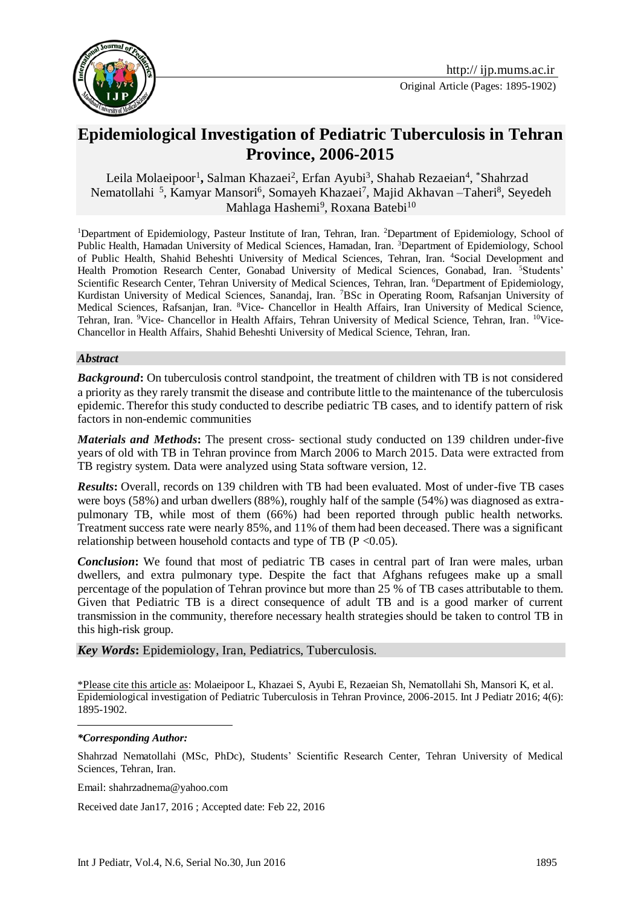Original Article (Pages: 1895-1902)

# Epidemiological Investigation of Pediatric Tuberculosis in Tehran Province, 2006-2015

Leila Molaeipoor[1], Salman Khazaei[2], Erfan Ayubi[3], Shahab Rezaeian[4], *Shahrzad Nematollahi [5], Kamyar Mansori[6], Somayeh Khazaei[7], Majid Akhavan –Taheri[8], Seyedeh Mahlaga Hashemi[9], Roxana Batebi[10]

[1]Department of Epidemiology, Pasteur Institute of Iran, Tehran, Iran. [2]Department of Epidemiology, School of Public Health, Hamadan University of Medical Sciences, Hamadan, Iran. [3]Department of Epidemiology, School of Public Health, Shahid Beheshti University of Medical Sciences, Tehran, Iran. [4]Social Development and Health Promotion Research Center, Gonabad University of Medical Sciences, Gonabad, Iran. [5]Students' Scientific Research Center, Tehran University of Medical Sciences, Tehran, Iran. [6]Department of Epidemiology, Kurdistan University of Medical Sciences, Sanandaj, Iran. [7]BSc in Operating Room, Rafsanjan University of Medical Sciences, Rafsanjan, Iran. [8]Vice- Chancellor in Health Affairs, Iran University of Medical Science, Tehran, Iran. [9]Vice- Chancellor in Health Affairs, Tehran University of Medical Science, Tehran, Iran. [10]Vice-Chancellor in Health Affairs, Shahid Beheshti University of Medical Science, Tehran, Iran.

### *Abstract*

***Background*:** On tuberculosis control standpoint, the treatment of children with TB is not considered a priority as they rarely transmit the disease and contribute little to the maintenance of the tuberculosis epidemic. Therefor this study conducted to describe pediatric TB cases, and to identify pattern of risk factors in non-endemic communities

***Materials and Methods*:** The present cross- sectional study conducted on 139 children under-five years of old with TB in Tehran province from March 2006 to March 2015. Data were extracted from TB registry system. Data were analyzed using Stata software version, 12.

***Results*:** Overall, records on 139 children with TB had been evaluated. Most of under-five TB cases were boys (58%) and urban dwellers (88%), roughly half of the sample (54%) was diagnosed as extra-pulmonary TB, while most of them (66%) had been reported through public health networks. Treatment success rate were nearly 85%, and 11% of them had been deceased. There was a significant relationship between household contacts and type of TB ($P < 0.05$).

***Conclusion*:** We found that most of pediatric TB cases in central part of Iran were males, urban dwellers, and extra pulmonary type. Despite the fact that Afghans refugees make up a small percentage of the population of Tehran province but more than 25 % of TB cases attributable to them. Given that Pediatric TB is a direct consequence of adult TB and is a good marker of current transmission in the community, therefore necessary health strategies should be taken to control TB in this high-risk group.

***Key Words*:** Epidemiology, Iran, Pediatrics, Tuberculosis.

*Please cite this article as: Molaeipoor L, Khazaei S, Ayubi E, Rezaeian Sh, Nematollahi Sh, Mansori K, et al. Epidemiological investigation of Pediatric Tuberculosis in Tehran Province, 2006-2015. Int J Pediatr 2016; 4(6): 1895-1902.

***\*Corresponding Author:***

Shahrzad Nematollahi (MSc, PhDc), Students' Scientific Research Center, Tehran University of Medical Sciences, Tehran, Iran.

Email: shahrzadnema@yahoo.com

Received date Jan17, 2016 ; Accepted date: Feb 22, 2016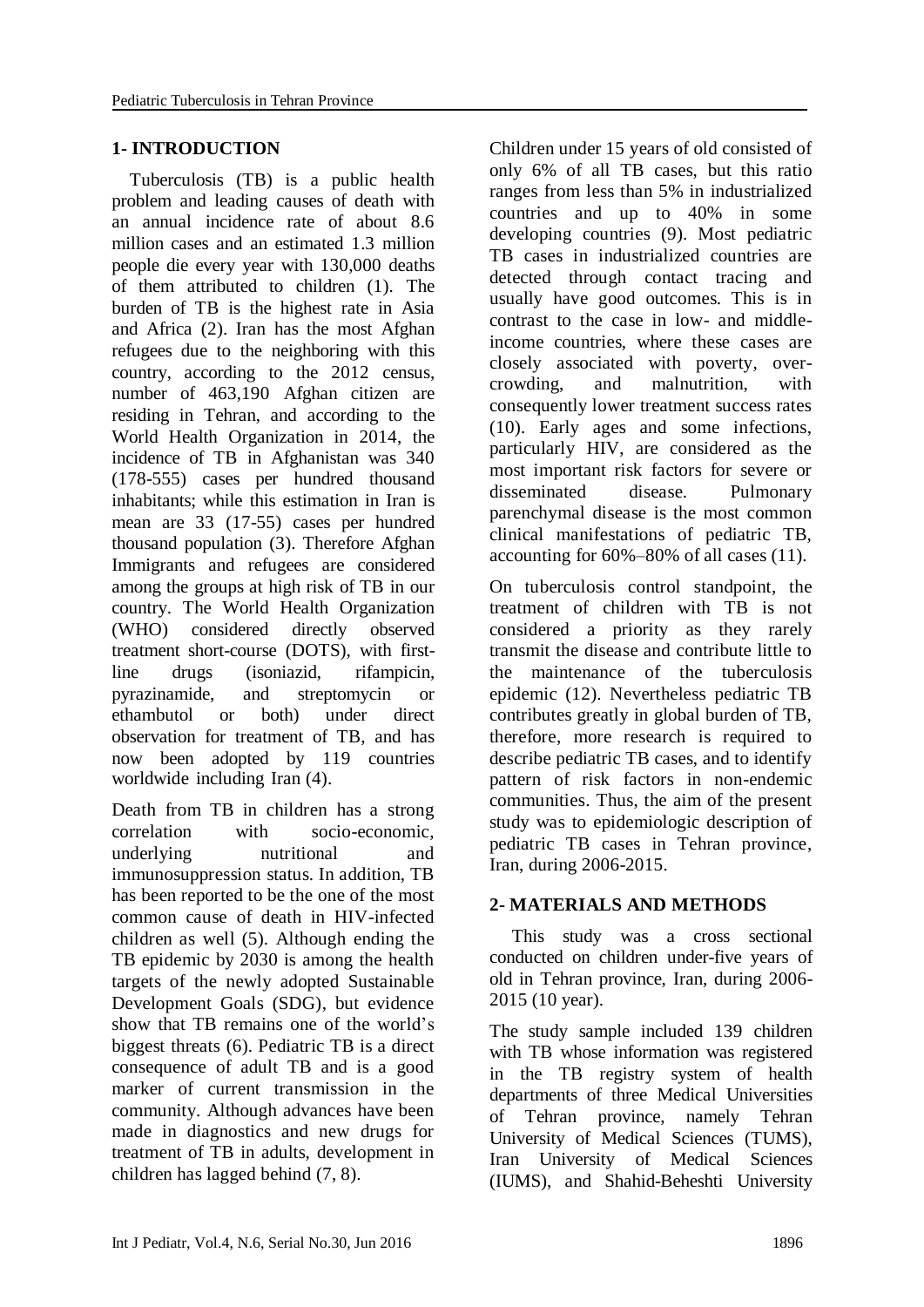## 1- INTRODUCTION

Tuberculosis (TB) is a public health problem and leading causes of death with an annual incidence rate of about 8.6 million cases and an estimated 1.3 million people die every year with 130,000 deaths of them attributed to children (1). The burden of TB is the highest rate in Asia and Africa (2). Iran has the most Afghan refugees due to the neighboring with this country, according to the 2012 census, number of 463,190 Afghan citizen are residing in Tehran, and according to the World Health Organization in 2014, the incidence of TB in Afghanistan was 340 (178-555) cases per hundred thousand inhabitants; while this estimation in Iran is mean are 33 (17-55) cases per hundred thousand population (3). Therefore Afghan Immigrants and refugees are considered among the groups at high risk of TB in our country. The World Health Organization (WHO) considered directly observed treatment short-course (DOTS), with first-line drugs (isoniazid, rifampicin, pyrazinamide, and streptomycin or ethambutol or both) under direct observation for treatment of TB, and has now been adopted by 119 countries worldwide including Iran (4).

Death from TB in children has a strong correlation with socio-economic, underlying nutritional and immunosuppression status. In addition, TB has been reported to be the one of the most common cause of death in HIV-infected children as well (5). Although ending the TB epidemic by 2030 is among the health targets of the newly adopted Sustainable Development Goals (SDG), but evidence show that TB remains one of the world's biggest threats (6). Pediatric TB is a direct consequence of adult TB and is a good marker of current transmission in the community. Although advances have been made in diagnostics and new drugs for treatment of TB in adults, development in children has lagged behind (7, 8).

Children under 15 years of old consisted of only 6% of all TB cases, but this ratio ranges from less than 5% in industrialized countries and up to 40% in some developing countries (9). Most pediatric TB cases in industrialized countries are detected through contact tracing and usually have good outcomes. This is in contrast to the case in low- and middle-income countries, where these cases are closely associated with poverty, over-crowding, and malnutrition, with consequently lower treatment success rates (10). Early ages and some infections, particularly HIV, are considered as the most important risk factors for severe or disseminated disease. Pulmonary parenchymal disease is the most common clinical manifestations of pediatric TB, accounting for 60%–80% of all cases (11).

On tuberculosis control standpoint, the treatment of children with TB is not considered a priority as they rarely transmit the disease and contribute little to the maintenance of the tuberculosis epidemic (12). Nevertheless pediatric TB contributes greatly in global burden of TB, therefore, more research is required to describe pediatric TB cases, and to identify pattern of risk factors in non-endemic communities. Thus, the aim of the present study was to epidemiologic description of pediatric TB cases in Tehran province, Iran, during 2006-2015.

## 2- MATERIALS AND METHODS

This study was a cross sectional conducted on children under-five years of old in Tehran province, Iran, during 2006-2015 (10 year).

The study sample included 139 children with TB whose information was registered in the TB registry system of health departments of three Medical Universities of Tehran province, namely Tehran University of Medical Sciences (TUMS), Iran University of Medical Sciences (IUMS), and Shahid-Beheshti University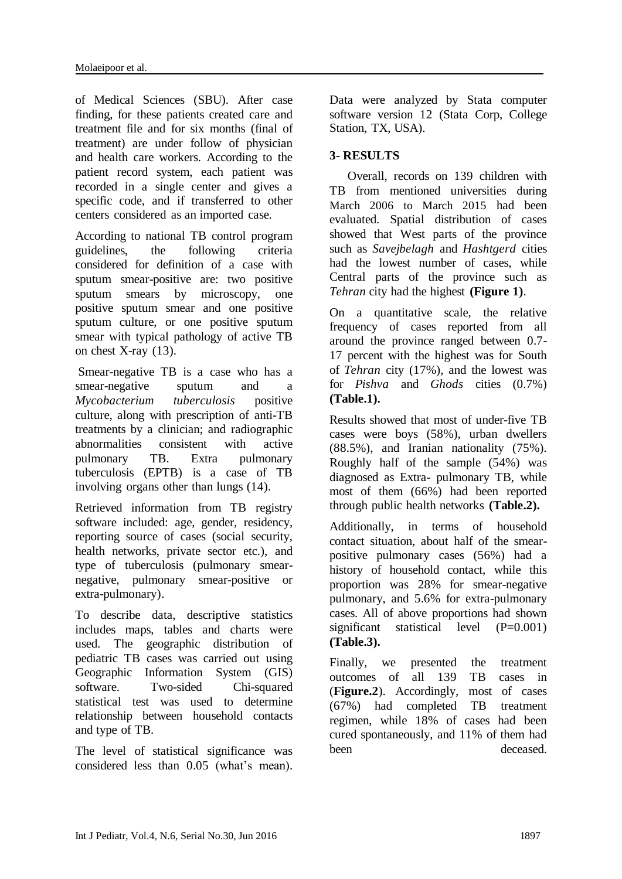of Medical Sciences (SBU). After case finding, for these patients created care and treatment file and for six months (final of treatment) are under follow of physician and health care workers. According to the patient record system, each patient was recorded in a single center and gives a specific code, and if transferred to other centers considered as an imported case.

According to national TB control program guidelines, the following criteria considered for definition of a case with sputum smear-positive are: two positive sputum smears by microscopy, one positive sputum smear and one positive sputum culture, or one positive sputum smear with typical pathology of active TB on chest X-ray (13).

Smear-negative TB is a case who has a smear-negative sputum and a *Mycobacterium tuberculosis* positive culture, along with prescription of anti-TB treatments by a clinician; and radiographic abnormalities consistent with active pulmonary TB. Extra pulmonary tuberculosis (EPTB) is a case of TB involving organs other than lungs (14).

Retrieved information from TB registry software included: age, gender, residency, reporting source of cases (social security, health networks, private sector etc.), and type of tuberculosis (pulmonary smear-negative, pulmonary smear-positive or extra-pulmonary).

To describe data, descriptive statistics includes maps, tables and charts were used. The geographic distribution of pediatric TB cases was carried out using Geographic Information System (GIS) software. Two-sided Chi-squared statistical test was used to determine relationship between household contacts and type of TB.

The level of statistical significance was considered less than 0.05 (what's mean). Data were analyzed by Stata computer software version 12 (Stata Corp, College Station, TX, USA).

## 3- RESULTS

Overall, records on 139 children with TB from mentioned universities during March 2006 to March 2015 had been evaluated. Spatial distribution of cases showed that West parts of the province such as *Savejbelagh* and *Hashtgerd* cities had the lowest number of cases, while Central parts of the province such as *Tehran* city had the highest **(Figure 1)**.

On a quantitative scale, the relative frequency of cases reported from all around the province ranged between 0.7-17 percent with the highest was for South of *Tehran* city (17%), and the lowest was for *Pishva* and *Ghods* cities (0.7%) **(Table.1).**

Results showed that most of under-five TB cases were boys (58%), urban dwellers (88.5%), and Iranian nationality (75%). Roughly half of the sample (54%) was diagnosed as Extra- pulmonary TB, while most of them (66%) had been reported through public health networks **(Table.2).**

Additionally, in terms of household contact situation, about half of the smear-positive pulmonary cases (56%) had a history of household contact, while this proportion was 28% for smear-negative pulmonary, and 5.6% for extra-pulmonary cases. All of above proportions had shown significant statistical level (P=0.001) **(Table.3).**

Finally, we presented the treatment outcomes of all 139 TB cases in (**Figure.2**). Accordingly, most of cases (67%) had completed TB treatment regimen, while 18% of cases had been cured spontaneously, and 11% of them had been deceased.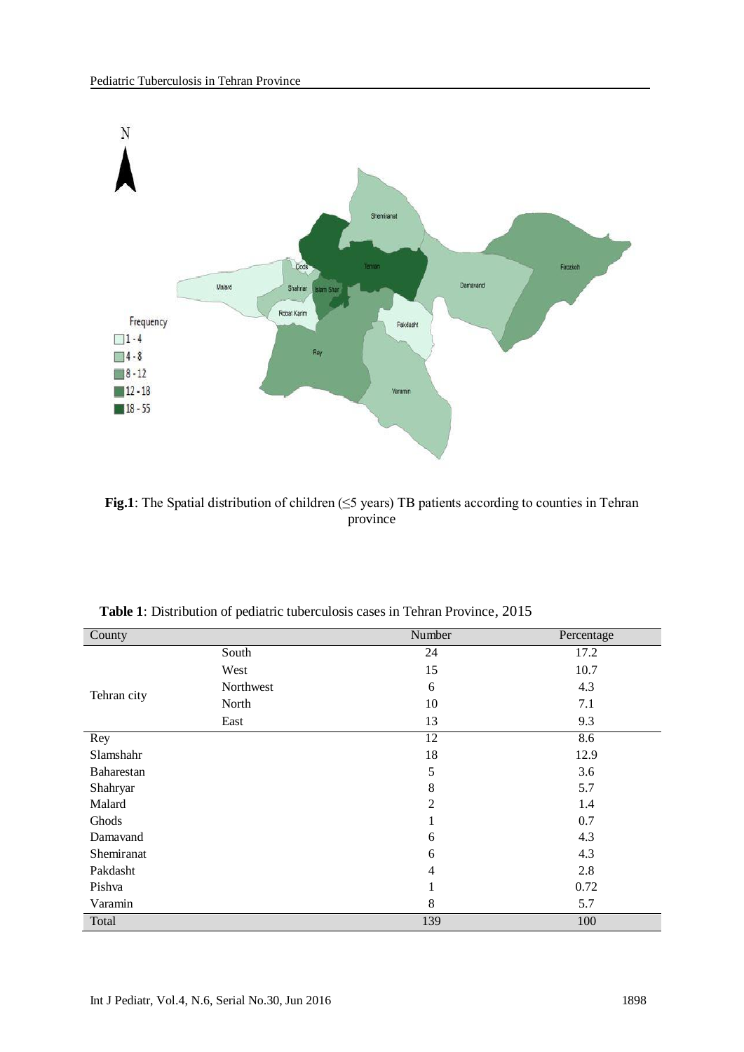**Fig.1**: The Spatial distribution of children (≤5 years) TB patients according to counties in Tehran province

**Table 1**: Distribution of pediatric tuberculosis cases in Tehran Province, 2015

| County | | Number | Percentage |
|---|---|---|---|
| Tehran city | South | 24 | 17.2 |
| | West | 15 | 10.7 |
| | Northwest | 6 | 4.3 |
| | North | 10 | 7.1 |
| | East | 13 | 9.3 |
| Rey | | 12 | 8.6 |
| Slamshahr | | 18 | 12.9 |
| Baharestan | | 5 | 3.6 |
| Shahryar | | 8 | 5.7 |
| Malard | | 2 | 1.4 |
| Ghods | | 1 | 0.7 |
| Damavand | | 6 | 4.3 |
| Shemiranat | | 6 | 4.3 |
| Pakdasht | | 4 | 2.8 |
| Pishva | | 1 | 0.72 |
| Varamin | | 8 | 5.7 |
| Total | | 139 | 100 |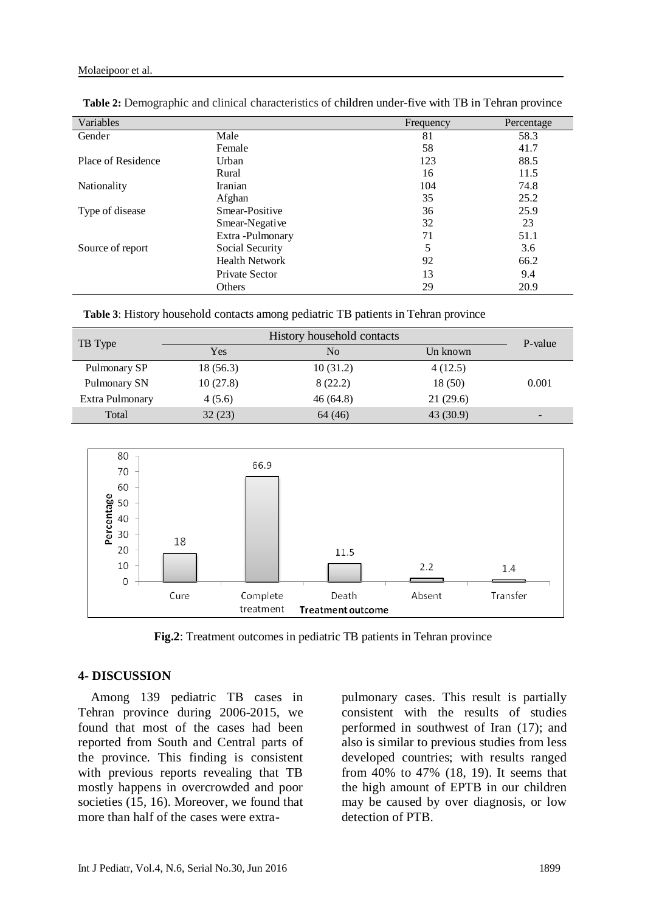**Table 2:** Demographic and clinical characteristics of children under-five with TB in Tehran province

| Variables | | Frequency | Percentage |
|---|---|---|---|
| Gender | Male | 81 | 58.3 |
| | Female | 58 | 41.7 |
| Place of Residence | Urban | 123 | 88.5 |
| | Rural | 16 | 11.5 |
| Nationality | Iranian | 104 | 74.8 |
| | Afghan | 35 | 25.2 |
| Type of disease | Smear-Positive | 36 | 25.9 |
| | Smear-Negative | 32 | 23 |
| | Extra -Pulmonary | 71 | 51.1 |
| Source of report | Social Security | 5 | 3.6 |
| | Health Network | 92 | 66.2 |
| | Private Sector | 13 | 9.4 |
| | Others | 29 | 20.9 |

**Table 3**: History household contacts among pediatric TB patients in Tehran province

| TB Type | History household contacts | | | P-value |
|---|---|---|---|---|
| | Yes | No | Un known | |
| Pulmonary SP | 18 (56.3) | 10 (31.2) | 4 (12.5) | |
| Pulmonary SN | 10 (27.8) | 8 (22.2) | 18 (50) | 0.001 |
| Extra Pulmonary | 4 (5.6) | 46 (64.8) | 21 (29.6) | |
| Total | 32 (23) | 64 (46) | 43 (30.9) | - |

| Treatment outcome | Percentage |
|---|---|
| Cure | 18 |
| Complete treatment | 66.9 |
| Death | 11.5 |
| Absent | 2.2 |
| Transfer | 1.4 |

**Fig.2**: Treatment outcomes in pediatric TB patients in Tehran province

## 4- DISCUSSION

Among 139 pediatric TB cases in Tehran province during 2006-2015, we found that most of the cases had been reported from South and Central parts of the province. This finding is consistent with previous reports revealing that TB mostly happens in overcrowded and poor societies (15, 16). Moreover, we found that more than half of the cases were extra-pulmonary cases. This result is partially consistent with the results of studies performed in southwest of Iran (17); and also is similar to previous studies from less developed countries; with results ranged from 40% to 47% (18, 19). It seems that the high amount of EPTB in our children may be caused by over diagnosis, or low detection of PTB.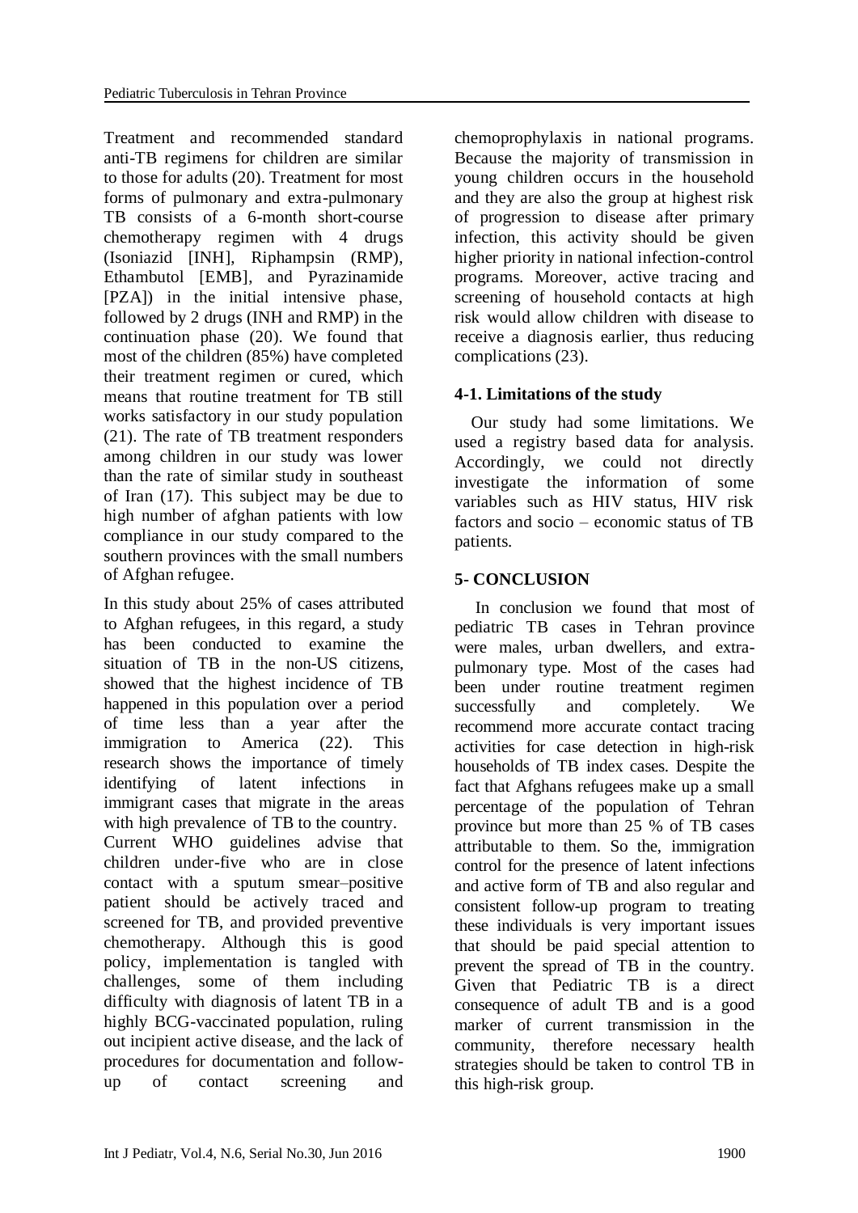Treatment and recommended standard anti-TB regimens for children are similar to those for adults (20). Treatment for most forms of pulmonary and extra-pulmonary TB consists of a 6-month short-course chemotherapy regimen with 4 drugs (Isoniazid [INH], Riphampsin (RMP), Ethambutol [EMB], and Pyrazinamide [PZA]) in the initial intensive phase, followed by 2 drugs (INH and RMP) in the continuation phase (20). We found that most of the children (85%) have completed their treatment regimen or cured, which means that routine treatment for TB still works satisfactory in our study population (21). The rate of TB treatment responders among children in our study was lower than the rate of similar study in southeast of Iran (17). This subject may be due to high number of afghan patients with low compliance in our study compared to the southern provinces with the small numbers of Afghan refugee.

In this study about 25% of cases attributed to Afghan refugees, in this regard, a study has been conducted to examine the situation of TB in the non-US citizens, showed that the highest incidence of TB happened in this population over a period of time less than a year after the immigration to America (22). This research shows the importance of timely identifying of latent infections in immigrant cases that migrate in the areas with high prevalence of TB to the country. Current WHO guidelines advise that children under-five who are in close contact with a sputum smear–positive patient should be actively traced and screened for TB, and provided preventive chemotherapy. Although this is good policy, implementation is tangled with challenges, some of them including difficulty with diagnosis of latent TB in a highly BCG-vaccinated population, ruling out incipient active disease, and the lack of procedures for documentation and follow-up of contact screening and chemoprophylaxis in national programs. Because the majority of transmission in young children occurs in the household and they are also the group at highest risk of progression to disease after primary infection, this activity should be given higher priority in national infection-control programs. Moreover, active tracing and screening of household contacts at high risk would allow children with disease to receive a diagnosis earlier, thus reducing complications (23).

### 4-1. Limitations of the study

Our study had some limitations. We used a registry based data for analysis. Accordingly, we could not directly investigate the information of some variables such as HIV status, HIV risk factors and socio – economic status of TB patients.

## 5- CONCLUSION

In conclusion we found that most of pediatric TB cases in Tehran province were males, urban dwellers, and extra-pulmonary type. Most of the cases had been under routine treatment regimen successfully and completely. We recommend more accurate contact tracing activities for case detection in high-risk households of TB index cases. Despite the fact that Afghans refugees make up a small percentage of the population of Tehran province but more than 25 % of TB cases attributable to them. So the, immigration control for the presence of latent infections and active form of TB and also regular and consistent follow-up program to treating these individuals is very important issues that should be paid special attention to prevent the spread of TB in the country. Given that Pediatric TB is a direct consequence of adult TB and is a good marker of current transmission in the community, therefore necessary health strategies should be taken to control TB in this high-risk group.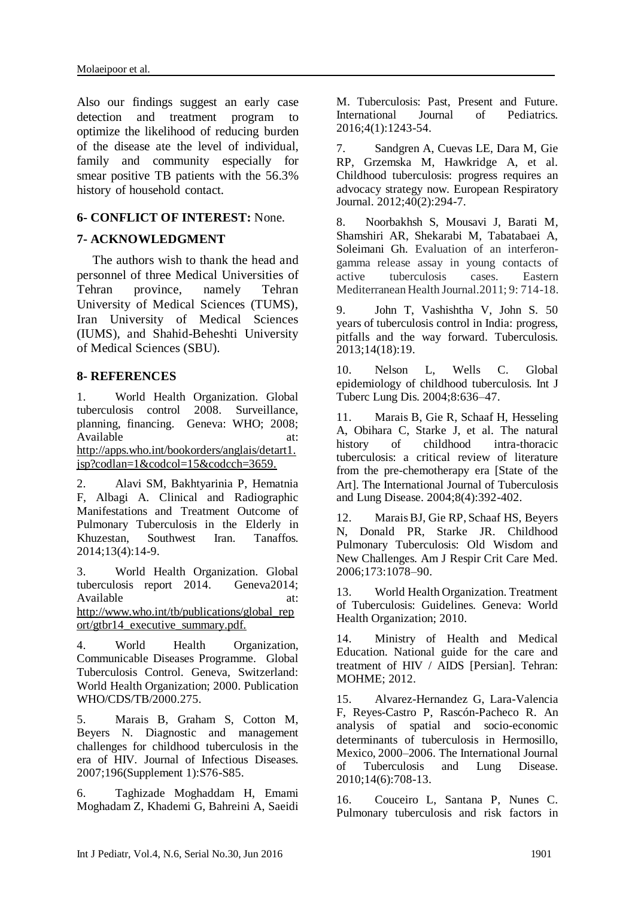Also our findings suggest an early case detection and treatment program to optimize the likelihood of reducing burden of the disease ate the level of individual, family and community especially for smear positive TB patients with the 56.3% history of household contact.

## 6- CONFLICT OF INTEREST: None.

## 7- ACKNOWLEDGMENT

The authors wish to thank the head and personnel of three Medical Universities of Tehran province, namely Tehran University of Medical Sciences (TUMS), Iran University of Medical Sciences (IUMS), and Shahid-Beheshti University of Medical Sciences (SBU).

## 8- REFERENCES

1. World Health Organization. Global tuberculosis control 2008. Surveillance, planning, financing. Geneva: WHO; 2008; Available at: http://apps.who.int/bookorders/anglais/detart1.jsp?codlan=1&codcol=15&codcch=3659.

2. Alavi SM, Bakhtyarinia P, Hematnia F, Albagi A. Clinical and Radiographic Manifestations and Treatment Outcome of Pulmonary Tuberculosis in the Elderly in Khuzestan, Southwest Iran. Tanaffos. 2014;13(4):14-9.

3. World Health Organization. Global tuberculosis report 2014. Geneva2014; Available at: http://www.who.int/tb/publications/global_report/gtbr14_executive_summary.pdf.

4. World Health Organization, Communicable Diseases Programme. Global Tuberculosis Control. Geneva, Switzerland: World Health Organization; 2000. Publication WHO/CDS/TB/2000.275.

5. Marais B, Graham S, Cotton M, Beyers N. Diagnostic and management challenges for childhood tuberculosis in the era of HIV. Journal of Infectious Diseases. 2007;196(Supplement 1):S76-S85.

6. Taghizade Moghaddam H, Emami Moghadam Z, Khademi G, Bahreini A, Saeidi M. Tuberculosis: Past, Present and Future. International Journal of Pediatrics. 2016;4(1):1243-54.

7. Sandgren A, Cuevas LE, Dara M, Gie RP, Grzemska M, Hawkridge A, et al. Childhood tuberculosis: progress requires an advocacy strategy now. European Respiratory Journal. 2012;40(2):294-7.

8. Noorbakhsh S, Mousavi J, Barati M, Shamshiri AR, Shekarabi M, Tabatabaei A, Soleimani Gh. Evaluation of an interferon-gamma release assay in young contacts of active tuberculosis cases. Eastern Mediterranean Health Journal.2011; 9: 714-18.

9. John T, Vashishtha V, John S. 50 years of tuberculosis control in India: progress, pitfalls and the way forward. Tuberculosis. 2013;14(18):19.

10. Nelson L, Wells C. Global epidemiology of childhood tuberculosis. Int J Tuberc Lung Dis. 2004;8:636–47.

11. Marais B, Gie R, Schaaf H, Hesseling A, Obihara C, Starke J, et al. The natural history of childhood intra-thoracic tuberculosis: a critical review of literature from the pre-chemotherapy era [State of the Art]. The International Journal of Tuberculosis and Lung Disease. 2004;8(4):392-402.

12. Marais BJ, Gie RP, Schaaf HS, Beyers N, Donald PR, Starke JR. Childhood Pulmonary Tuberculosis: Old Wisdom and New Challenges. Am J Respir Crit Care Med. 2006;173:1078–90.

13. World Health Organization. Treatment of Tuberculosis: Guidelines. Geneva: World Health Organization; 2010.

14. Ministry of Health and Medical Education. National guide for the care and treatment of HIV / AIDS [Persian]. Tehran: MOHME; 2012.

15. Alvarez-Hernandez G, Lara-Valencia F, Reyes-Castro P, Rascón-Pacheco R. An analysis of spatial and socio-economic determinants of tuberculosis in Hermosillo, Mexico, 2000–2006. The International Journal of Tuberculosis and Lung Disease. 2010;14(6):708-13.

16. Couceiro L, Santana P, Nunes C. Pulmonary tuberculosis and risk factors in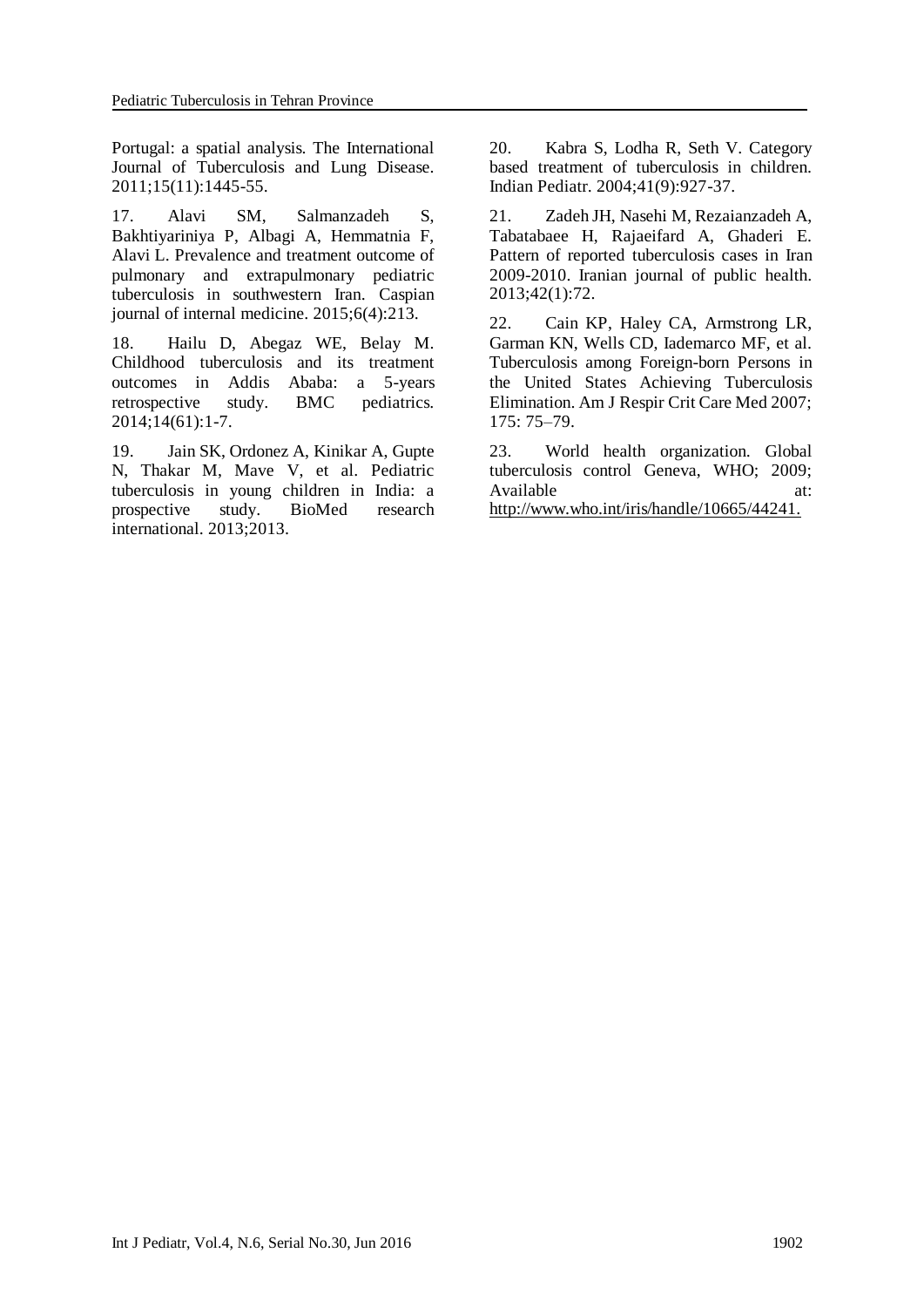Portugal: a spatial analysis. The International Journal of Tuberculosis and Lung Disease. 2011;15(11):1445-55.

17. Alavi SM, Salmanzadeh S, Bakhtiyariniya P, Albagi A, Hemmatnia F, Alavi L. Prevalence and treatment outcome of pulmonary and extrapulmonary pediatric tuberculosis in southwestern Iran. Caspian journal of internal medicine. 2015;6(4):213.

18. Hailu D, Abegaz WE, Belay M. Childhood tuberculosis and its treatment outcomes in Addis Ababa: a 5-years retrospective study. BMC pediatrics. 2014;14(61):1-7.

19. Jain SK, Ordonez A, Kinikar A, Gupte N, Thakar M, Mave V, et al. Pediatric tuberculosis in young children in India: a prospective study. BioMed research international. 2013;2013.

20. Kabra S, Lodha R, Seth V. Category based treatment of tuberculosis in children. Indian Pediatr. 2004;41(9):927-37.

21. Zadeh JH, Nasehi M, Rezaianzadeh A, Tabatabaee H, Rajaeifard A, Ghaderi E. Pattern of reported tuberculosis cases in Iran 2009-2010. Iranian journal of public health. 2013;42(1):72.

22. Cain KP, Haley CA, Armstrong LR, Garman KN, Wells CD, Iademarco MF, et al. Tuberculosis among Foreign-born Persons in the United States Achieving Tuberculosis Elimination. Am J Respir Crit Care Med 2007; 175: 75–79.

23. World health organization. Global tuberculosis control Geneva, WHO; 2009; Available at: http://www.who.int/iris/handle/10665/44241.